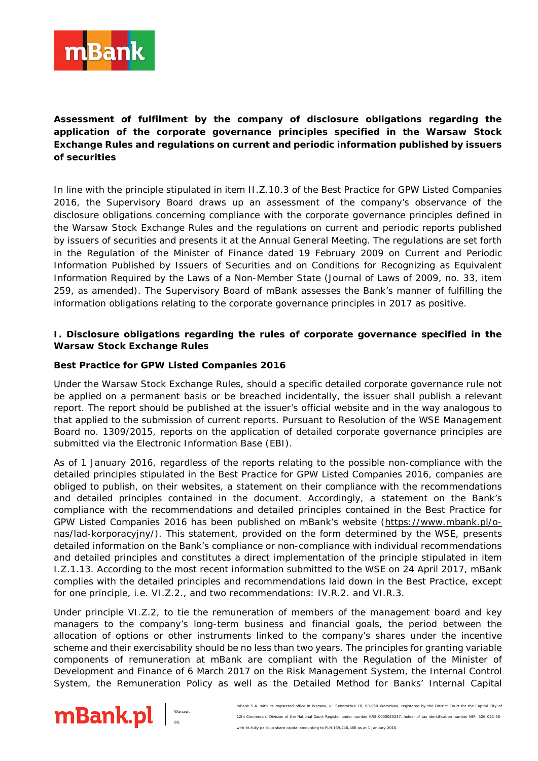**Assessment of fulfilment by the company of disclosure obligations regarding the application of the corporate governance principles specified in the Warsaw Stock Exchange Rules and regulations on current and periodic information published by issuers of securities**

In line with the principle stipulated in item II.Z.10.3 of the Best Practice for GPW Listed Companies 2016, the Supervisory Board draws up an assessment of the company's observance of the disclosure obligations concerning compliance with the corporate governance principles defined in the Warsaw Stock Exchange Rules and the regulations on current and periodic reports published by issuers of securities and presents it at the Annual General Meeting. The regulations are set forth in the Regulation of the Minister of Finance dated 19 February 2009 on Current and Periodic Information Published by Issuers of Securities and on Conditions for Recognizing as Equivalent Information Required by the Laws of a Non-Member State (Journal of Laws of 2009, no. 33, item 259, as amended). The Supervisory Board of mBank assesses the Bank's manner of fulfilling the information obligations relating to the corporate governance principles in 2017 as positive.

## I. Disclosure obligations regarding the rules of corporate governance specified in the Warsaw Stock Exchange Rules

### Best Practice for GPW Listed Companies 2016

Under the Warsaw Stock Exchange Rules, should a specific detailed corporate governance rule not be applied on a permanent basis or be breached incidentally, the issuer shall publish a relevant report. The report should be published at the issuer's official website and in the way analogous to that applied to the submission of current reports. Pursuant to Resolution of the WSE Management Board no. 1309/2015, reports on the application of detailed corporate governance principles are submitted via the Electronic Information Base (EBI).

As of 1 January 2016, regardless of the reports relating to the possible non-compliance with the detailed principles stipulated in the Best Practice for GPW Listed Companies 2016, companies are obliged to publish, on their websites, a statement on their compliance with the recommendations and detailed principles contained in the document. Accordingly, a statement on the Bank's compliance with the recommendations and detailed principles contained in the Best Practice for GPW Listed Companies 2016 has been published on mBank's website (https://www.mbank.pl/o-nas/lad-korporacyjny/). This statement, provided on the form determined by the WSE, presents detailed information on the Bank's compliance or non-compliance with individual recommendations and detailed principles and constitutes a direct implementation of the principle stipulated in item I.Z.1.13. According to the most recent information submitted to the WSE on 24 April 2017, mBank complies with the detailed principles and recommendations laid down in the Best Practice, except for one principle, i.e. VI.Z.2., and two recommendations: IV.R.2. and VI.R.3.

Under principle VI.Z.2, to tie the remuneration of members of the management board and key managers to the company's long-term business and financial goals, the period between the allocation of options or other instruments linked to the company's shares under the incentive scheme and their exercisability should be no less than two years. The principles for granting variable components of remuneration at mBank are compliant with the Regulation of the Minister of Development and Finance of 6 March 2017 on the Risk Management System, the Internal Control System, the Remuneration Policy as well as the Detailed Method for Banks' Internal Capital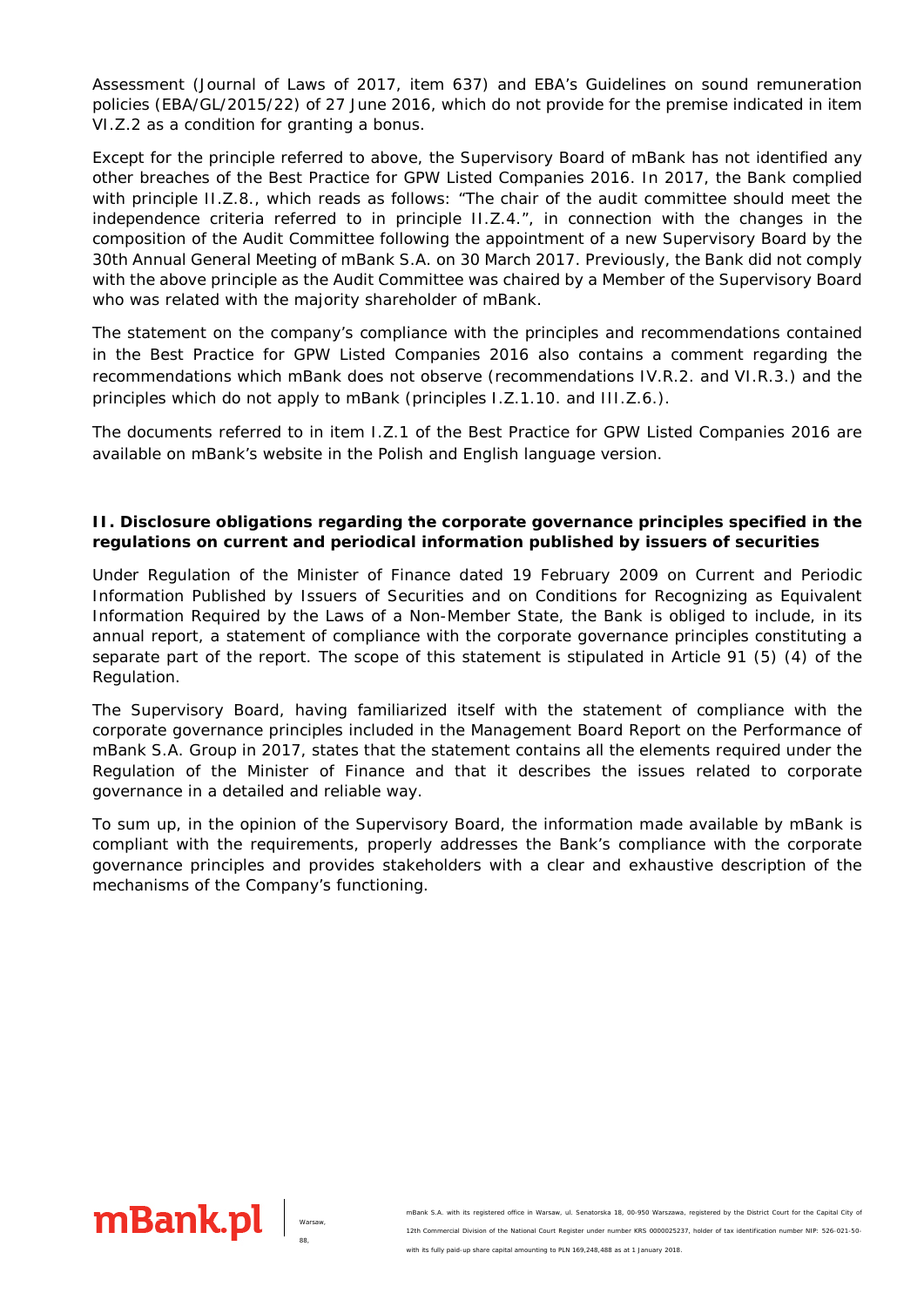Assessment (Journal of Laws of 2017, item 637) and EBA's Guidelines on sound remuneration policies (EBA/GL/2015/22) of 27 June 2016, which do not provide for the premise indicated in item VI.Z.2 as a condition for granting a bonus.

Except for the principle referred to above, the Supervisory Board of mBank has not identified any other breaches of the Best Practice for GPW Listed Companies 2016. In 2017, the Bank complied with principle II.Z.8., which reads as follows: "The chair of the audit committee should meet the independence criteria referred to in principle II.Z.4.", in connection with the changes in the composition of the Audit Committee following the appointment of a new Supervisory Board by the 30th Annual General Meeting of mBank S.A. on 30 March 2017. Previously, the Bank did not comply with the above principle as the Audit Committee was chaired by a Member of the Supervisory Board who was related with the majority shareholder of mBank.

The statement on the company's compliance with the principles and recommendations contained in the Best Practice for GPW Listed Companies 2016 also contains a comment regarding the recommendations which mBank does not observe (recommendations IV.R.2. and VI.R.3.) and the principles which do not apply to mBank (principles I.Z.1.10. and III.Z.6.).

The documents referred to in item I.Z.1 of the Best Practice for GPW Listed Companies 2016 are available on mBank's website in the Polish and English language version.

**II. Disclosure obligations regarding the corporate governance principles specified in the regulations on current and periodical information published by issuers of securities**

Under Regulation of the Minister of Finance dated 19 February 2009 on Current and Periodic Information Published by Issuers of Securities and on Conditions for Recognizing as Equivalent Information Required by the Laws of a Non-Member State, the Bank is obliged to include, in its annual report, a statement of compliance with the corporate governance principles constituting a separate part of the report. The scope of this statement is stipulated in Article 91 (5) (4) of the Regulation.

The Supervisory Board, having familiarized itself with the statement of compliance with the corporate governance principles included in the Management Board Report on the Performance of mBank S.A. Group in 2017, states that the statement contains all the elements required under the Regulation of the Minister of Finance and that it describes the issues related to corporate governance in a detailed and reliable way.

To sum up, in the opinion of the Supervisory Board, the information made available by mBank is compliant with the requirements, properly addresses the Bank's compliance with the corporate governance principles and provides stakeholders with a clear and exhaustive description of the mechanisms of the Company's functioning.